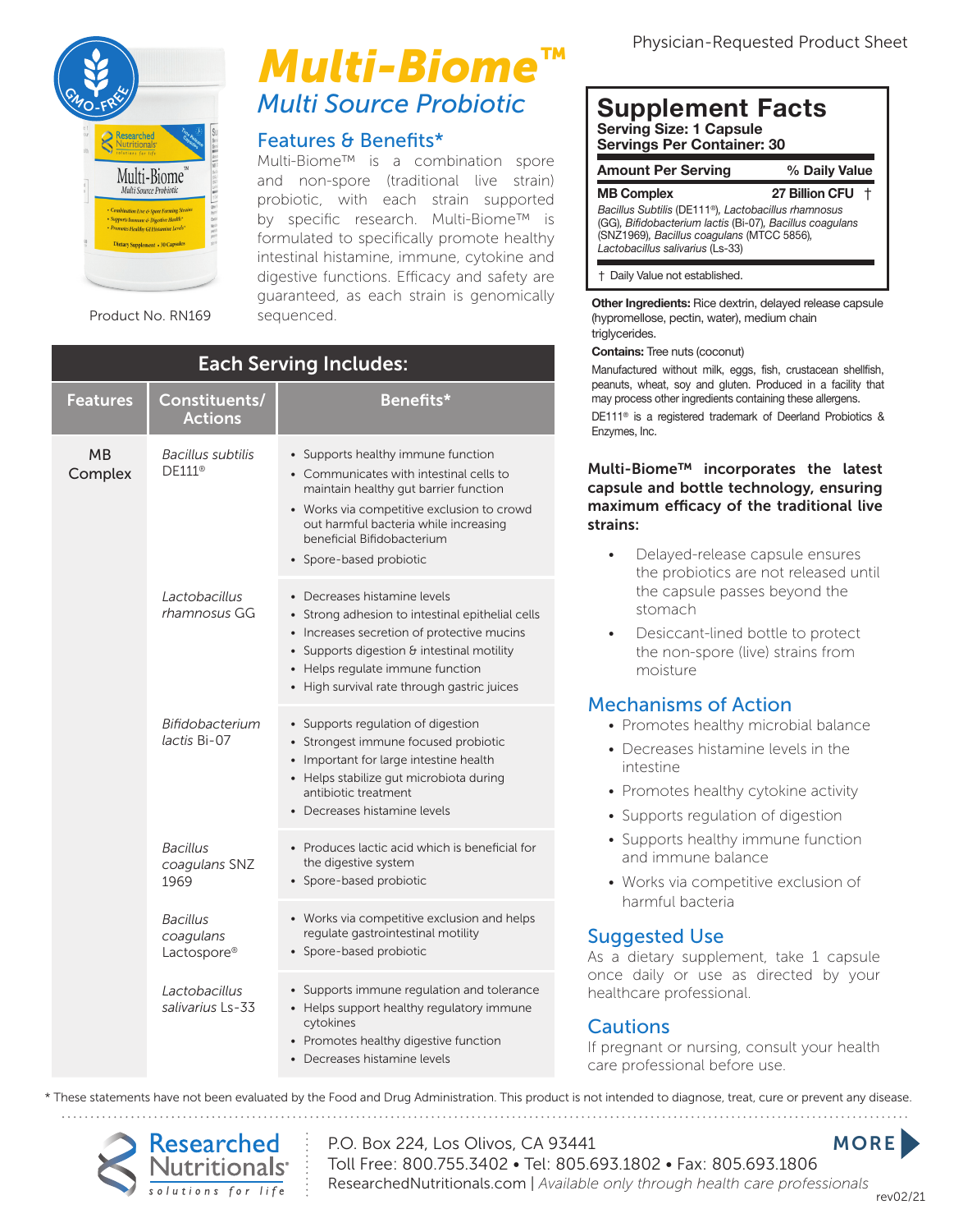Physician-Requested Product Sheet

# Multi-Biome™

## Multi Source Probiotic

Product No. RN169

### Features & Benefits*

Multi-Biome™ is a combination spore and non-spore (traditional live strain) probiotic, with each strain supported by specific research. Multi-Biome™ is formulated to specifically promote healthy intestinal histamine, immune, cytokine and digestive functions. Efficacy and safety are guaranteed, as each strain is genomically sequenced.

### Each Serving Includes:

| Features | Constituents/ Actions | Benefits* |
|---|---|---|
| MB Complex | *Bacillus subtilis* DE111® | • Supports healthy immune function<br>• Communicates with intestinal cells to maintain healthy gut barrier function<br>• Works via competitive exclusion to crowd out harmful bacteria while increasing beneficial Bifidobacterium<br>• Spore-based probiotic |
| | *Lactobacillus rhamnosus* GG | • Decreases histamine levels<br>• Strong adhesion to intestinal epithelial cells<br>• Increases secretion of protective mucins<br>• Supports digestion & intestinal motility<br>• Helps regulate immune function<br>• High survival rate through gastric juices |
| | *Bifidobacterium lactis* Bi-07 | • Supports regulation of digestion<br>• Strongest immune focused probiotic<br>• Important for large intestine health<br>• Helps stabilize gut microbiota during antibiotic treatment<br>• Decreases histamine levels |
| | *Bacillus coagulans* SNZ 1969 | • Produces lactic acid which is beneficial for the digestive system<br>• Spore-based probiotic |
| | *Bacillus coagulans* Lactospore® | • Works via competitive exclusion and helps regulate gastrointestinal motility<br>• Spore-based probiotic |
| | *Lactobacillus salivarius* Ls-33 | • Supports immune regulation and tolerance<br>• Helps support healthy regulatory immune cytokines<br>• Promotes healthy digestive function<br>• Decreases histamine levels |

### Supplement Facts

**Serving Size: 1 Capsule**
**Servings Per Container: 30**

| Amount Per Serving | | % Daily Value |
|---|---|---|
| **MB Complex** | **27 Billion CFU** | † |

*Bacillus Subtilis* (DE111®), *Lactobacillus rhamnosus* (GG), *Bifidobacterium lactis* (Bi-07), *Bacillus coagulans* (SNZ1969), *Bacillus coagulans* (MTCC 5856), *Lactobacillus salivarius* (Ls-33)

† Daily Value not established.

**Other Ingredients:** Rice dextrin, delayed release capsule (hypromellose, pectin, water), medium chain triglycerides.

**Contains:** Tree nuts (coconut)

Manufactured without milk, eggs, fish, crustacean shellfish, peanuts, wheat, soy and gluten. Produced in a facility that may process other ingredients containing these allergens.

DE111® is a registered trademark of Deerland Probiotics & Enzymes, Inc.

**Multi-Biome™ incorporates the latest capsule and bottle technology, ensuring maximum efficacy of the traditional live strains:**

- Delayed-release capsule ensures the probiotics are not released until the capsule passes beyond the stomach
- Desiccant-lined bottle to protect the non-spore (live) strains from moisture

### Mechanisms of Action

- Promotes healthy microbial balance
- Decreases histamine levels in the intestine
- Promotes healthy cytokine activity
- Supports regulation of digestion
- Supports healthy immune function and immune balance
- Works via competitive exclusion of harmful bacteria

### Suggested Use

As a dietary supplement, take 1 capsule once daily or use as directed by your healthcare professional.

### Cautions

If pregnant or nursing, consult your health care professional before use.

\* These statements have not been evaluated by the Food and Drug Administration. This product is not intended to diagnose, treat, cure or prevent any disease.

Researched Nutritionals® solutions for life

P.O. Box 224, Los Olivos, CA 93441
Toll Free: 800.755.3402 • Tel: 805.693.1802 • Fax: 805.693.1806
ResearchedNutritionals.com | *Available only through health care professionals*

MORE

rev02/21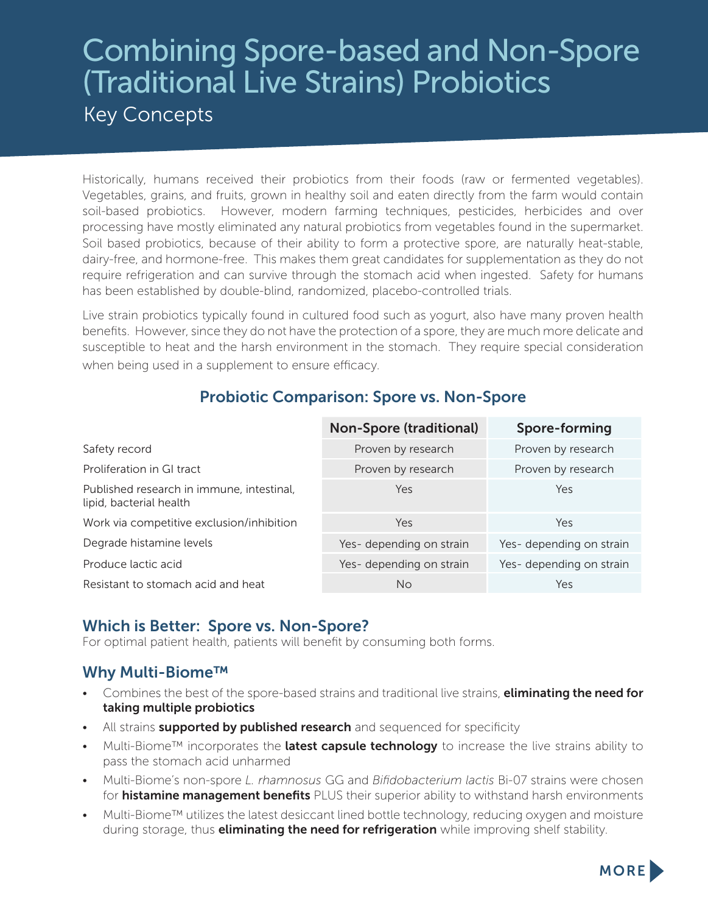# Combining Spore-based and Non-Spore (Traditional Live Strains) Probiotics

## Key Concepts

Historically, humans received their probiotics from their foods (raw or fermented vegetables). Vegetables, grains, and fruits, grown in healthy soil and eaten directly from the farm would contain soil-based probiotics. However, modern farming techniques, pesticides, herbicides and over processing have mostly eliminated any natural probiotics from vegetables found in the supermarket. Soil based probiotics, because of their ability to form a protective spore, are naturally heat-stable, dairy-free, and hormone-free. This makes them great candidates for supplementation as they do not require refrigeration and can survive through the stomach acid when ingested. Safety for humans has been established by double-blind, randomized, placebo-controlled trials.

Live strain probiotics typically found in cultured food such as yogurt, also have many proven health benefits. However, since they do not have the protection of a spore, they are much more delicate and susceptible to heat and the harsh environment in the stomach. They require special consideration when being used in a supplement to ensure efficacy.

### Probiotic Comparison: Spore vs. Non-Spore

| | Non-Spore (traditional) | Spore-forming |
|---|---|---|
| Safety record | Proven by research | Proven by research |
| Proliferation in GI tract | Proven by research | Proven by research |
| Published research in immune, intestinal, lipid, bacterial health | Yes | Yes |
| Work via competitive exclusion/inhibition | Yes | Yes |
| Degrade histamine levels | Yes- depending on strain | Yes- depending on strain |
| Produce lactic acid | Yes- depending on strain | Yes- depending on strain |
| Resistant to stomach acid and heat | No | Yes |

## Which is Better: Spore vs. Non-Spore?

For optimal patient health, patients will benefit by consuming both forms.

## Why Multi-Biome™

- Combines the best of the spore-based strains and traditional live strains, **eliminating the need for taking multiple probiotics**
- All strains **supported by published research** and sequenced for specificity
- Multi-Biome™ incorporates the **latest capsule technology** to increase the live strains ability to pass the stomach acid unharmed
- Multi-Biome's non-spore *L. rhamnosus* GG and *Bifidobacterium lactis* Bi-07 strains were chosen for **histamine management benefits** PLUS their superior ability to withstand harsh environments
- Multi-Biome™ utilizes the latest desiccant lined bottle technology, reducing oxygen and moisture during storage, thus **eliminating the need for refrigeration** while improving shelf stability.

MORE